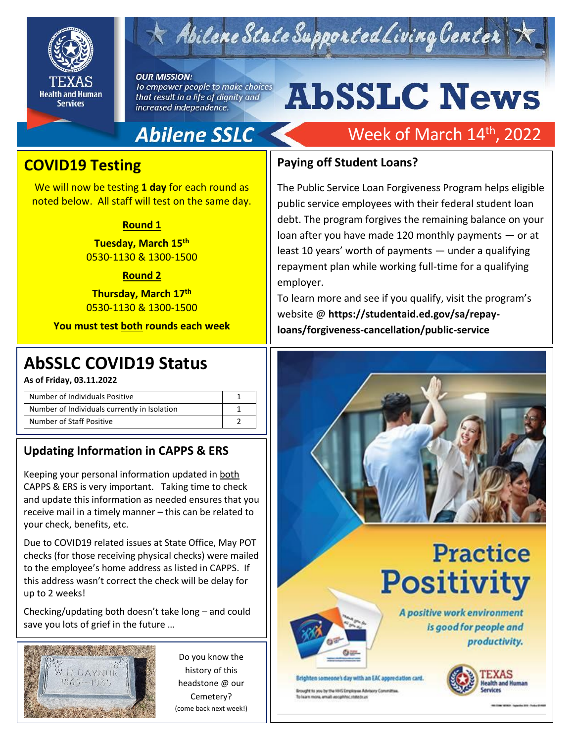# AbSSLC News

**Abilene State Supported Living Center**

*OUR MISSION: To empower people to make choices that result in a life of dignity and increased independence.*

**Abilene SSLC** — Week of March 14th, 2022

## COVID19 Testing

We will now be testing **1 day** for each round as noted below. All staff will test on the same day.

**Round 1**

**Tuesday, March 15th**
0530-1130 & 1300-1500

**Round 2**

**Thursday, March 17th**
0530-1130 & 1300-1500

**You must test both rounds each week**

## AbSSLC COVID19 Status

**As of Friday, 03.11.2022**

| Category | Count |
|---|---|
| Number of Individuals Positive | 1 |
| Number of Individuals currently in Isolation | 1 |
| Number of Staff Positive | 2 |

## Updating Information in CAPPS & ERS

Keeping your personal information updated in both CAPPS & ERS is very important. Taking time to check and update this information as needed ensures that you receive mail in a timely manner – this can be related to your check, benefits, etc.

Due to COVID19 related issues at State Office, May POT checks (for those receiving physical checks) were mailed to the employee's home address as listed in CAPPS. If this address wasn't correct the check will be delay for up to 2 weeks!

Checking/updating both doesn't take long – and could save you lots of grief in the future …

Do you know the history of this headstone @ our Cemetery?
(come back next week!)

## Paying off Student Loans?

The Public Service Loan Forgiveness Program helps eligible public service employees with their federal student loan debt. The program forgives the remaining balance on your loan after you have made 120 monthly payments — or at least 10 years' worth of payments — under a qualifying repayment plan while working full-time for a qualifying employer.

To learn more and see if you qualify, visit the program's website @ **https://studentaid.ed.gov/sa/repay-loans/forgiveness-cancellation/public-service**

## Practice Positivity

*A positive work environment is good for people and productivity.*

Brighten someone's day with an EAC appreciation card.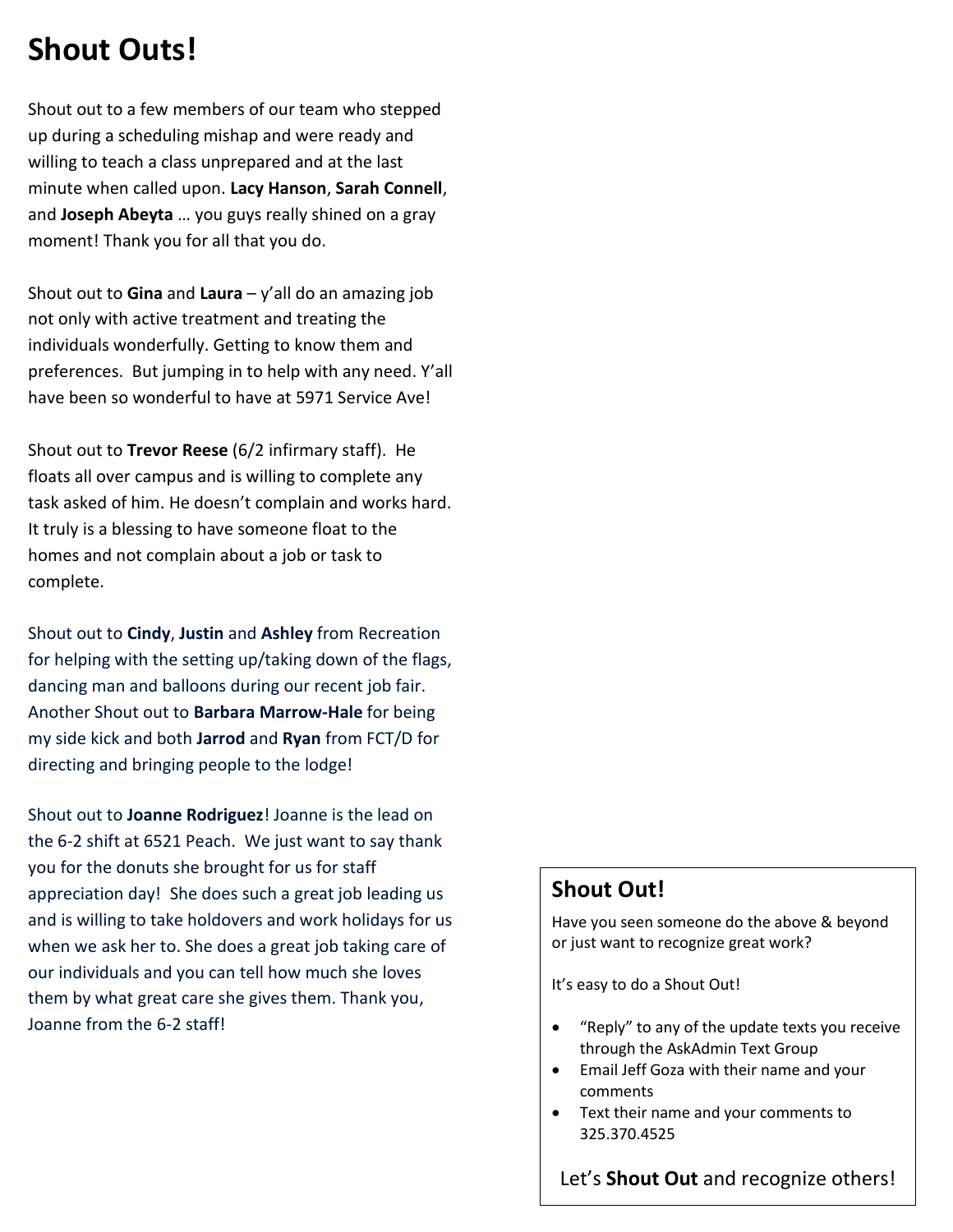# Shout Outs!

Shout out to a few members of our team who stepped up during a scheduling mishap and were ready and willing to teach a class unprepared and at the last minute when called upon. **Lacy Hanson**, **Sarah Connell**, and **Joseph Abeyta** … you guys really shined on a gray moment! Thank you for all that you do.

Shout out to **Gina** and **Laura** – y'all do an amazing job not only with active treatment and treating the individuals wonderfully. Getting to know them and preferences. But jumping in to help with any need. Y'all have been so wonderful to have at 5971 Service Ave!

Shout out to **Trevor Reese** (6/2 infirmary staff). He floats all over campus and is willing to complete any task asked of him. He doesn't complain and works hard. It truly is a blessing to have someone float to the homes and not complain about a job or task to complete.

Shout out to **Cindy**, **Justin** and **Ashley** from Recreation for helping with the setting up/taking down of the flags, dancing man and balloons during our recent job fair. Another Shout out to **Barbara Marrow-Hale** for being my side kick and both **Jarrod** and **Ryan** from FCT/D for directing and bringing people to the lodge!

Shout out to **Joanne Rodriguez**! Joanne is the lead on the 6-2 shift at 6521 Peach. We just want to say thank you for the donuts she brought for us for staff appreciation day! She does such a great job leading us and is willing to take holdovers and work holidays for us when we ask her to. She does a great job taking care of our individuals and you can tell how much she loves them by what great care she gives them. Thank you, Joanne from the 6-2 staff!

## Shout Out!

Have you seen someone do the above & beyond or just want to recognize great work?

It's easy to do a Shout Out!

- "Reply" to any of the update texts you receive through the AskAdmin Text Group
- Email Jeff Goza with their name and your comments
- Text their name and your comments to 325.370.4525

Let's **Shout Out** and recognize others!